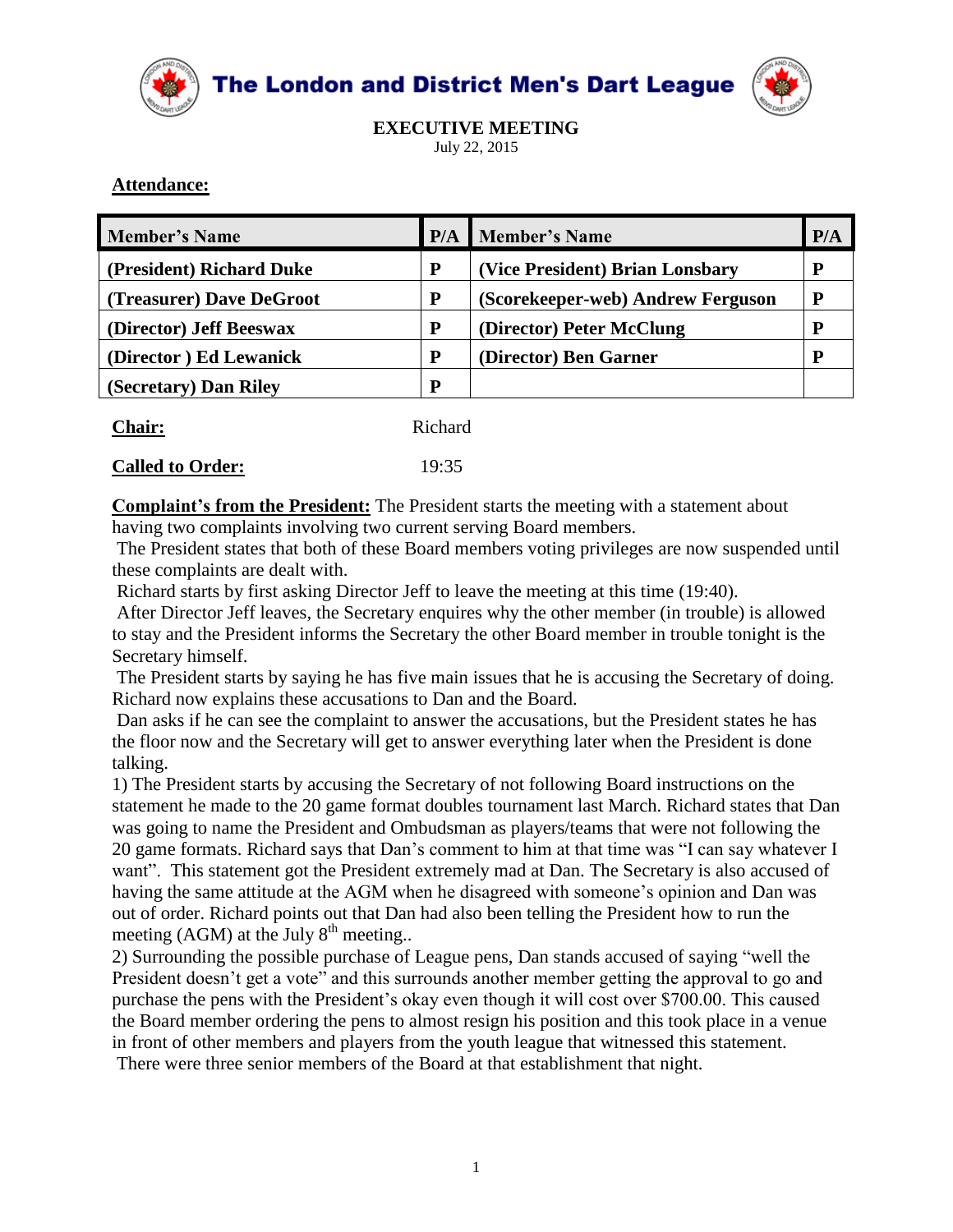# The London and District Men's Dart League

## EXECUTIVE MEETING

July 22, 2015

**Attendance:**

| Member's Name | P/A | Member's Name | P/A |
|---|---|---|---|
| (President) Richard Duke | P | (Vice President) Brian Lonsbary | P |
| (Treasurer) Dave DeGroot | P | (Scorekeeper-web) Andrew Ferguson | P |
| (Director) Jeff Beeswax | P | (Director) Peter McClung | P |
| (Director ) Ed Lewanick | P | (Director) Ben Garner | P |
| (Secretary) Dan Riley | P | | |

**Chair:** Richard

**Called to Order:** 19:35

**Complaint's from the President:** The President starts the meeting with a statement about having two complaints involving two current serving Board members.

The President states that both of these Board members voting privileges are now suspended until these complaints are dealt with.

Richard starts by first asking Director Jeff to leave the meeting at this time (19:40).

After Director Jeff leaves, the Secretary enquires why the other member (in trouble) is allowed to stay and the President informs the Secretary the other Board member in trouble tonight is the Secretary himself.

The President starts by saying he has five main issues that he is accusing the Secretary of doing. Richard now explains these accusations to Dan and the Board.

Dan asks if he can see the complaint to answer the accusations, but the President states he has the floor now and the Secretary will get to answer everything later when the President is done talking.

1) The President starts by accusing the Secretary of not following Board instructions on the statement he made to the 20 game format doubles tournament last March. Richard states that Dan was going to name the President and Ombudsman as players/teams that were not following the 20 game formats. Richard says that Dan's comment to him at that time was "I can say whatever I want". This statement got the President extremely mad at Dan. The Secretary is also accused of having the same attitude at the AGM when he disagreed with someone's opinion and Dan was out of order. Richard points out that Dan had also been telling the President how to run the meeting (AGM) at the July 8th meeting..

2) Surrounding the possible purchase of League pens, Dan stands accused of saying "well the President doesn't get a vote" and this surrounds another member getting the approval to go and purchase the pens with the President's okay even though it will cost over $700.00. This caused the Board member ordering the pens to almost resign his position and this took place in a venue in front of other members and players from the youth league that witnessed this statement.

There were three senior members of the Board at that establishment that night.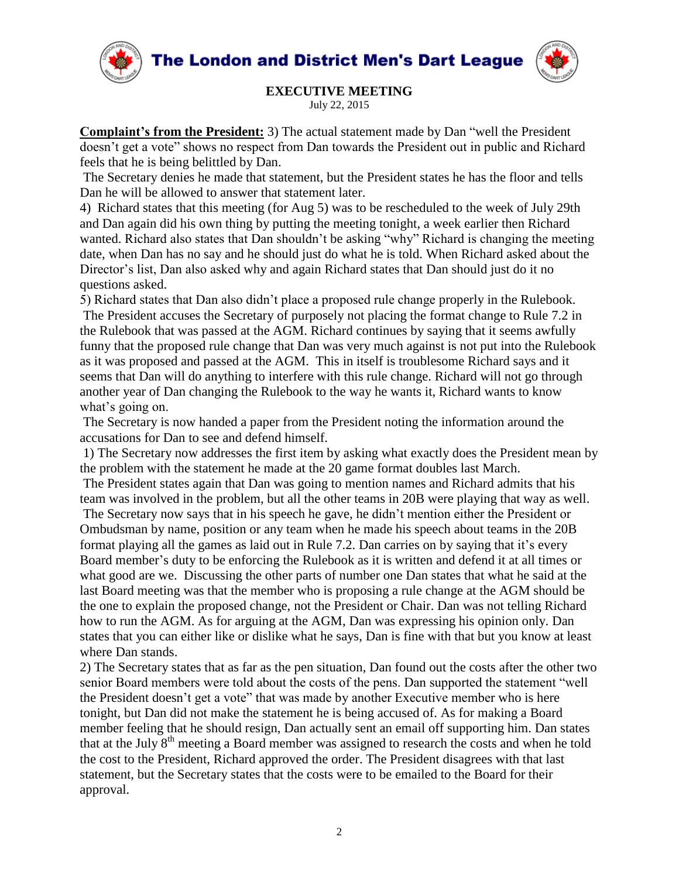**Complaint's from the President:** 3) The actual statement made by Dan "well the President doesn't get a vote" shows no respect from Dan towards the President out in public and Richard feels that he is being belittled by Dan.

The Secretary denies he made that statement, but the President states he has the floor and tells Dan he will be allowed to answer that statement later.

4) Richard states that this meeting (for Aug 5) was to be rescheduled to the week of July 29th and Dan again did his own thing by putting the meeting tonight, a week earlier then Richard wanted. Richard also states that Dan shouldn't be asking "why" Richard is changing the meeting date, when Dan has no say and he should just do what he is told. When Richard asked about the Director's list, Dan also asked why and again Richard states that Dan should just do it no questions asked.

5) Richard states that Dan also didn't place a proposed rule change properly in the Rulebook. The President accuses the Secretary of purposely not placing the format change to Rule 7.2 in the Rulebook that was passed at the AGM. Richard continues by saying that it seems awfully funny that the proposed rule change that Dan was very much against is not put into the Rulebook as it was proposed and passed at the AGM. This in itself is troublesome Richard says and it seems that Dan will do anything to interfere with this rule change. Richard will not go through another year of Dan changing the Rulebook to the way he wants it, Richard wants to know what's going on.

The Secretary is now handed a paper from the President noting the information around the accusations for Dan to see and defend himself.

1) The Secretary now addresses the first item by asking what exactly does the President mean by the problem with the statement he made at the 20 game format doubles last March.

The President states again that Dan was going to mention names and Richard admits that his team was involved in the problem, but all the other teams in 20B were playing that way as well.

The Secretary now says that in his speech he gave, he didn't mention either the President or Ombudsman by name, position or any team when he made his speech about teams in the 20B format playing all the games as laid out in Rule 7.2. Dan carries on by saying that it's every Board member's duty to be enforcing the Rulebook as it is written and defend it at all times or what good are we. Discussing the other parts of number one Dan states that what he said at the last Board meeting was that the member who is proposing a rule change at the AGM should be the one to explain the proposed change, not the President or Chair. Dan was not telling Richard how to run the AGM. As for arguing at the AGM, Dan was expressing his opinion only. Dan states that you can either like or dislike what he says, Dan is fine with that but you know at least where Dan stands.

2) The Secretary states that as far as the pen situation, Dan found out the costs after the other two senior Board members were told about the costs of the pens. Dan supported the statement "well the President doesn't get a vote" that was made by another Executive member who is here tonight, but Dan did not make the statement he is being accused of. As for making a Board member feeling that he should resign, Dan actually sent an email off supporting him. Dan states that at the July 8th meeting a Board member was assigned to research the costs and when he told the cost to the President, Richard approved the order. The President disagrees with that last statement, but the Secretary states that the costs were to be emailed to the Board for their approval.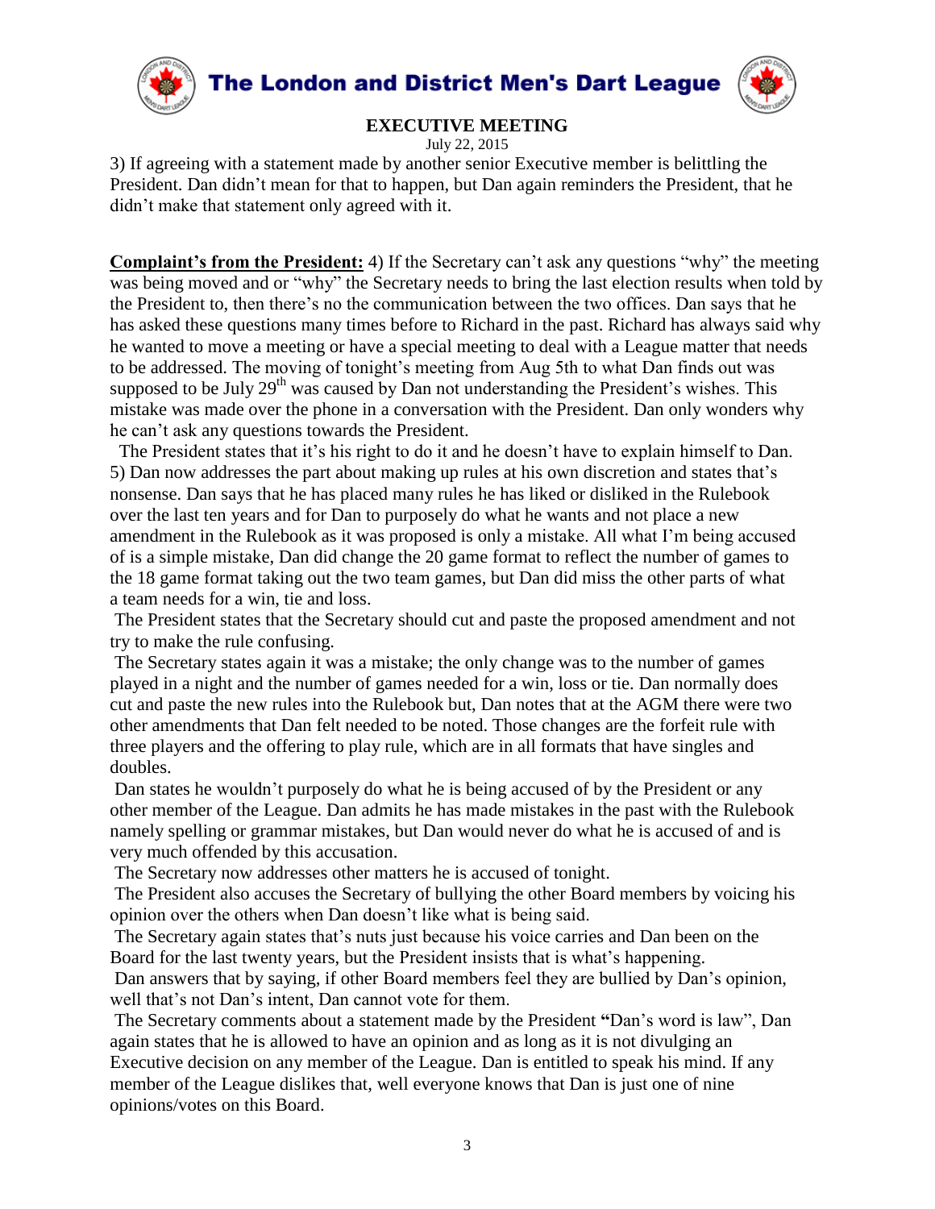3) If agreeing with a statement made by another senior Executive member is belittling the President. Dan didn't mean for that to happen, but Dan again reminders the President, that he didn't make that statement only agreed with it.

**Complaint's from the President:** 4) If the Secretary can't ask any questions "why" the meeting was being moved and or "why" the Secretary needs to bring the last election results when told by the President to, then there's no the communication between the two offices. Dan says that he has asked these questions many times before to Richard in the past. Richard has always said why he wanted to move a meeting or have a special meeting to deal with a League matter that needs to be addressed. The moving of tonight's meeting from Aug 5th to what Dan finds out was supposed to be July 29th was caused by Dan not understanding the President's wishes. This mistake was made over the phone in a conversation with the President. Dan only wonders why he can't ask any questions towards the President.

The President states that it's his right to do it and he doesn't have to explain himself to Dan.

5) Dan now addresses the part about making up rules at his own discretion and states that's nonsense. Dan says that he has placed many rules he has liked or disliked in the Rulebook over the last ten years and for Dan to purposely do what he wants and not place a new amendment in the Rulebook as it was proposed is only a mistake. All what I'm being accused of is a simple mistake, Dan did change the 20 game format to reflect the number of games to the 18 game format taking out the two team games, but Dan did miss the other parts of what a team needs for a win, tie and loss.

The President states that the Secretary should cut and paste the proposed amendment and not try to make the rule confusing.

The Secretary states again it was a mistake; the only change was to the number of games played in a night and the number of games needed for a win, loss or tie. Dan normally does cut and paste the new rules into the Rulebook but, Dan notes that at the AGM there were two other amendments that Dan felt needed to be noted. Those changes are the forfeit rule with three players and the offering to play rule, which are in all formats that have singles and doubles.

Dan states he wouldn't purposely do what he is being accused of by the President or any other member of the League. Dan admits he has made mistakes in the past with the Rulebook namely spelling or grammar mistakes, but Dan would never do what he is accused of and is very much offended by this accusation.

The Secretary now addresses other matters he is accused of tonight.

The President also accuses the Secretary of bullying the other Board members by voicing his opinion over the others when Dan doesn't like what is being said.

The Secretary again states that's nuts just because his voice carries and Dan been on the Board for the last twenty years, but the President insists that is what's happening.

Dan answers that by saying, if other Board members feel they are bullied by Dan's opinion, well that's not Dan's intent, Dan cannot vote for them.

The Secretary comments about a statement made by the President **"**Dan's word is law", Dan again states that he is allowed to have an opinion and as long as it is not divulging an Executive decision on any member of the League. Dan is entitled to speak his mind. If any member of the League dislikes that, well everyone knows that Dan is just one of nine opinions/votes on this Board.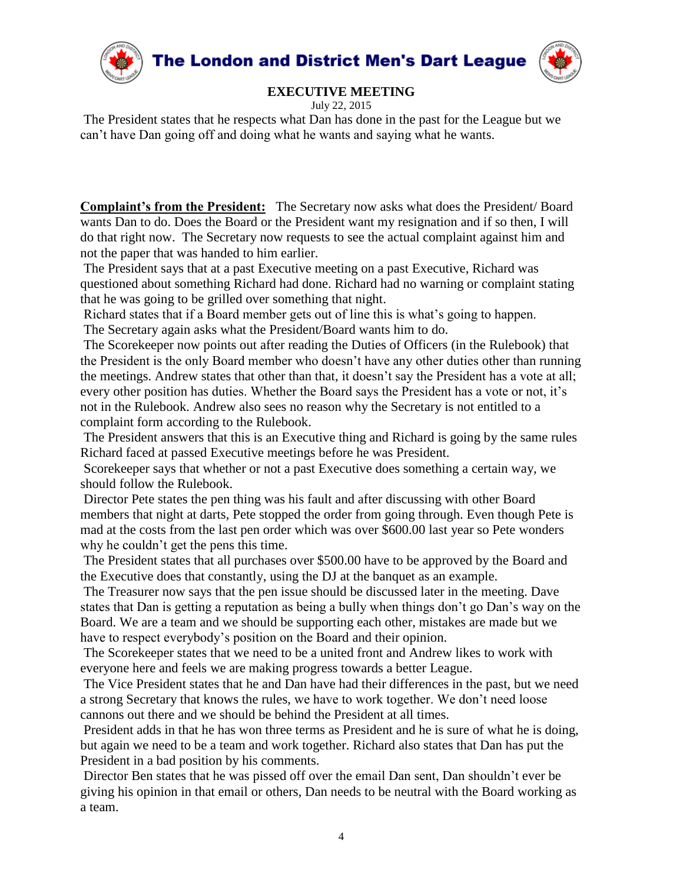The President states that he respects what Dan has done in the past for the League but we can't have Dan going off and doing what he wants and saying what he wants.

**Complaint's from the President:** The Secretary now asks what does the President/ Board wants Dan to do. Does the Board or the President want my resignation and if so then, I will do that right now. The Secretary now requests to see the actual complaint against him and not the paper that was handed to him earlier.

The President says that at a past Executive meeting on a past Executive, Richard was questioned about something Richard had done. Richard had no warning or complaint stating that he was going to be grilled over something that night.

Richard states that if a Board member gets out of line this is what's going to happen.

The Secretary again asks what the President/Board wants him to do.

The Scorekeeper now points out after reading the Duties of Officers (in the Rulebook) that the President is the only Board member who doesn't have any other duties other than running the meetings. Andrew states that other than that, it doesn't say the President has a vote at all; every other position has duties. Whether the Board says the President has a vote or not, it's not in the Rulebook. Andrew also sees no reason why the Secretary is not entitled to a complaint form according to the Rulebook.

The President answers that this is an Executive thing and Richard is going by the same rules Richard faced at passed Executive meetings before he was President.

Scorekeeper says that whether or not a past Executive does something a certain way, we should follow the Rulebook.

Director Pete states the pen thing was his fault and after discussing with other Board members that night at darts, Pete stopped the order from going through. Even though Pete is mad at the costs from the last pen order which was over $600.00 last year so Pete wonders why he couldn't get the pens this time.

The President states that all purchases over $500.00 have to be approved by the Board and the Executive does that constantly, using the DJ at the banquet as an example.

The Treasurer now says that the pen issue should be discussed later in the meeting. Dave states that Dan is getting a reputation as being a bully when things don't go Dan's way on the Board. We are a team and we should be supporting each other, mistakes are made but we have to respect everybody's position on the Board and their opinion.

The Scorekeeper states that we need to be a united front and Andrew likes to work with everyone here and feels we are making progress towards a better League.

The Vice President states that he and Dan have had their differences in the past, but we need a strong Secretary that knows the rules, we have to work together. We don't need loose cannons out there and we should be behind the President at all times.

President adds in that he has won three terms as President and he is sure of what he is doing, but again we need to be a team and work together. Richard also states that Dan has put the President in a bad position by his comments.

Director Ben states that he was pissed off over the email Dan sent, Dan shouldn't ever be giving his opinion in that email or others, Dan needs to be neutral with the Board working as a team.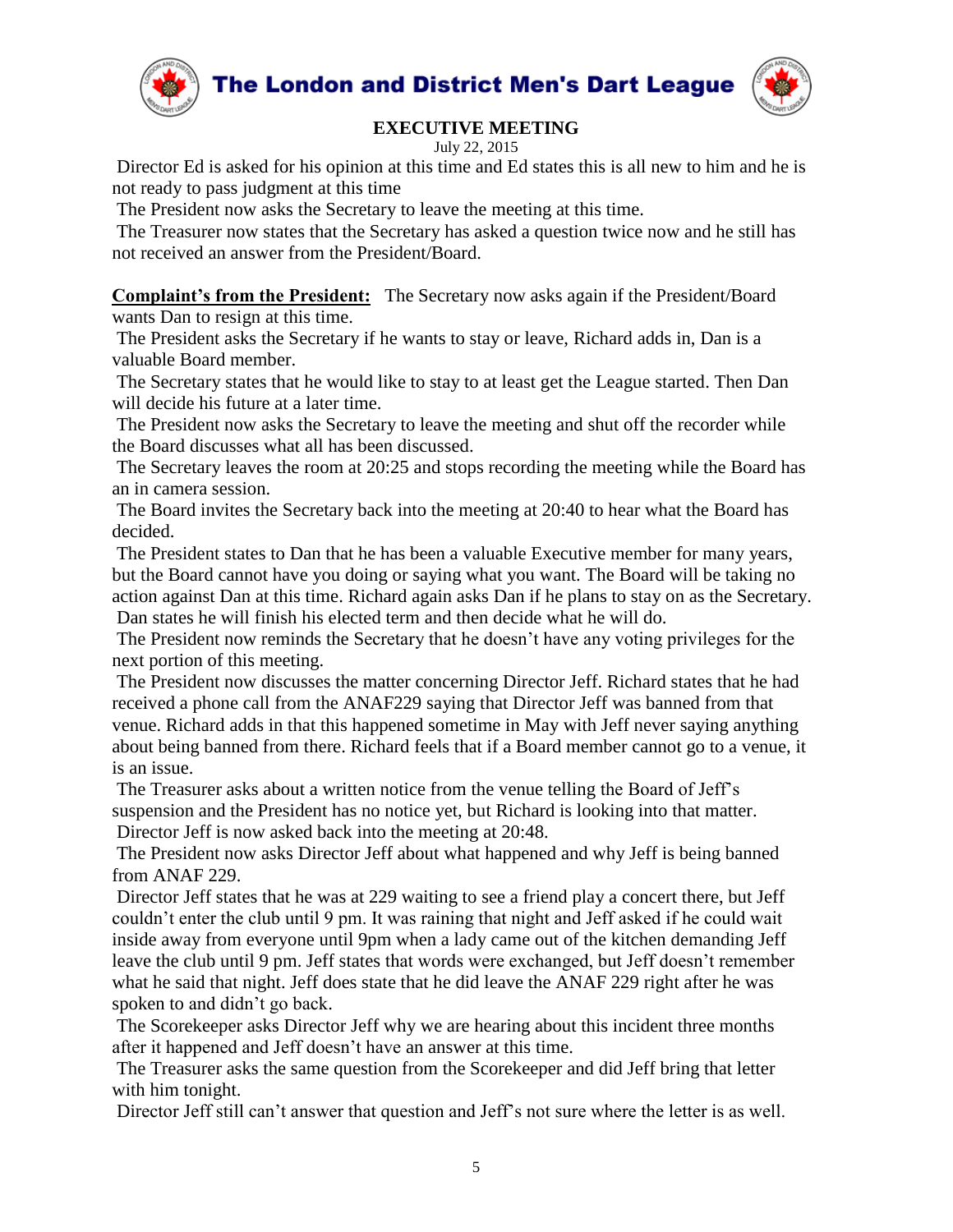# The London and District Men's Dart League

## EXECUTIVE MEETING

July 22, 2015

Director Ed is asked for his opinion at this time and Ed states this is all new to him and he is not ready to pass judgment at this time

The President now asks the Secretary to leave the meeting at this time.

The Treasurer now states that the Secretary has asked a question twice now and he still has not received an answer from the President/Board.

**Complaint's from the President:** The Secretary now asks again if the President/Board wants Dan to resign at this time.

The President asks the Secretary if he wants to stay or leave, Richard adds in, Dan is a valuable Board member.

The Secretary states that he would like to stay to at least get the League started. Then Dan will decide his future at a later time.

The President now asks the Secretary to leave the meeting and shut off the recorder while the Board discusses what all has been discussed.

The Secretary leaves the room at 20:25 and stops recording the meeting while the Board has an in camera session.

The Board invites the Secretary back into the meeting at 20:40 to hear what the Board has decided.

The President states to Dan that he has been a valuable Executive member for many years, but the Board cannot have you doing or saying what you want. The Board will be taking no action against Dan at this time. Richard again asks Dan if he plans to stay on as the Secretary.

Dan states he will finish his elected term and then decide what he will do.

The President now reminds the Secretary that he doesn't have any voting privileges for the next portion of this meeting.

The President now discusses the matter concerning Director Jeff. Richard states that he had received a phone call from the ANAF229 saying that Director Jeff was banned from that venue. Richard adds in that this happened sometime in May with Jeff never saying anything about being banned from there. Richard feels that if a Board member cannot go to a venue, it is an issue.

The Treasurer asks about a written notice from the venue telling the Board of Jeff's suspension and the President has no notice yet, but Richard is looking into that matter.

Director Jeff is now asked back into the meeting at 20:48.

The President now asks Director Jeff about what happened and why Jeff is being banned from ANAF 229.

Director Jeff states that he was at 229 waiting to see a friend play a concert there, but Jeff couldn't enter the club until 9 pm. It was raining that night and Jeff asked if he could wait inside away from everyone until 9pm when a lady came out of the kitchen demanding Jeff leave the club until 9 pm. Jeff states that words were exchanged, but Jeff doesn't remember what he said that night. Jeff does state that he did leave the ANAF 229 right after he was spoken to and didn't go back.

The Scorekeeper asks Director Jeff why we are hearing about this incident three months after it happened and Jeff doesn't have an answer at this time.

The Treasurer asks the same question from the Scorekeeper and did Jeff bring that letter with him tonight.

Director Jeff still can't answer that question and Jeff's not sure where the letter is as well.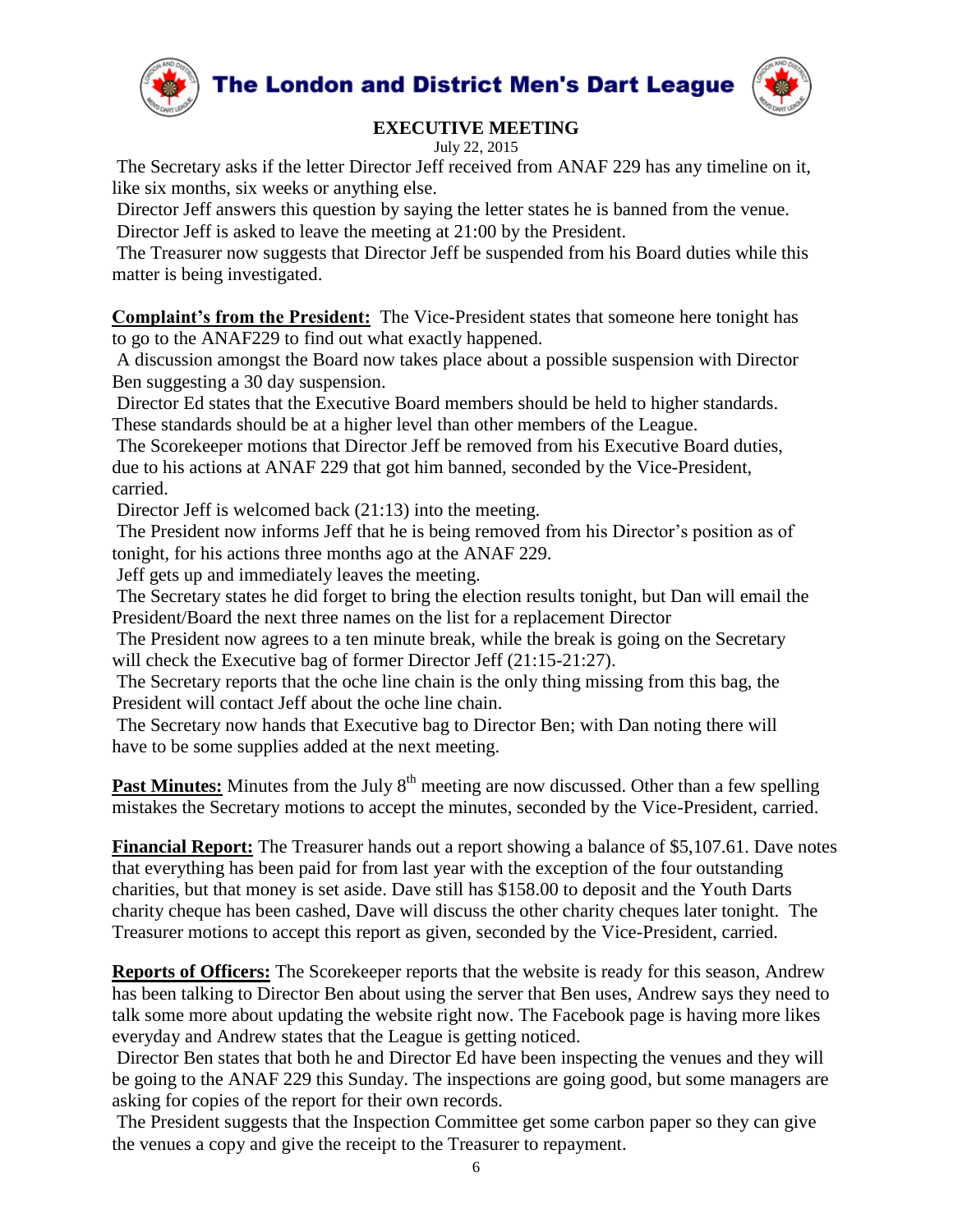# The London and District Men's Dart League

## EXECUTIVE MEETING

July 22, 2015

The Secretary asks if the letter Director Jeff received from ANAF 229 has any timeline on it, like six months, six weeks or anything else.

Director Jeff answers this question by saying the letter states he is banned from the venue.

Director Jeff is asked to leave the meeting at 21:00 by the President.

The Treasurer now suggests that Director Jeff be suspended from his Board duties while this matter is being investigated.

**Complaint's from the President:** The Vice-President states that someone here tonight has to go to the ANAF229 to find out what exactly happened.

A discussion amongst the Board now takes place about a possible suspension with Director Ben suggesting a 30 day suspension.

Director Ed states that the Executive Board members should be held to higher standards. These standards should be at a higher level than other members of the League.

The Scorekeeper motions that Director Jeff be removed from his Executive Board duties, due to his actions at ANAF 229 that got him banned, seconded by the Vice-President, carried.

Director Jeff is welcomed back (21:13) into the meeting.

The President now informs Jeff that he is being removed from his Director's position as of tonight, for his actions three months ago at the ANAF 229.

Jeff gets up and immediately leaves the meeting.

The Secretary states he did forget to bring the election results tonight, but Dan will email the President/Board the next three names on the list for a replacement Director

The President now agrees to a ten minute break, while the break is going on the Secretary will check the Executive bag of former Director Jeff (21:15-21:27).

The Secretary reports that the oche line chain is the only thing missing from this bag, the President will contact Jeff about the oche line chain.

The Secretary now hands that Executive bag to Director Ben; with Dan noting there will have to be some supplies added at the next meeting.

**Past Minutes:** Minutes from the July 8th meeting are now discussed. Other than a few spelling mistakes the Secretary motions to accept the minutes, seconded by the Vice-President, carried.

**Financial Report:** The Treasurer hands out a report showing a balance of $5,107.61. Dave notes that everything has been paid for from last year with the exception of the four outstanding charities, but that money is set aside. Dave still has $158.00 to deposit and the Youth Darts charity cheque has been cashed, Dave will discuss the other charity cheques later tonight. The Treasurer motions to accept this report as given, seconded by the Vice-President, carried.

**Reports of Officers:** The Scorekeeper reports that the website is ready for this season, Andrew has been talking to Director Ben about using the server that Ben uses, Andrew says they need to talk some more about updating the website right now. The Facebook page is having more likes everyday and Andrew states that the League is getting noticed.

Director Ben states that both he and Director Ed have been inspecting the venues and they will be going to the ANAF 229 this Sunday. The inspections are going good, but some managers are asking for copies of the report for their own records.

The President suggests that the Inspection Committee get some carbon paper so they can give the venues a copy and give the receipt to the Treasurer to repayment.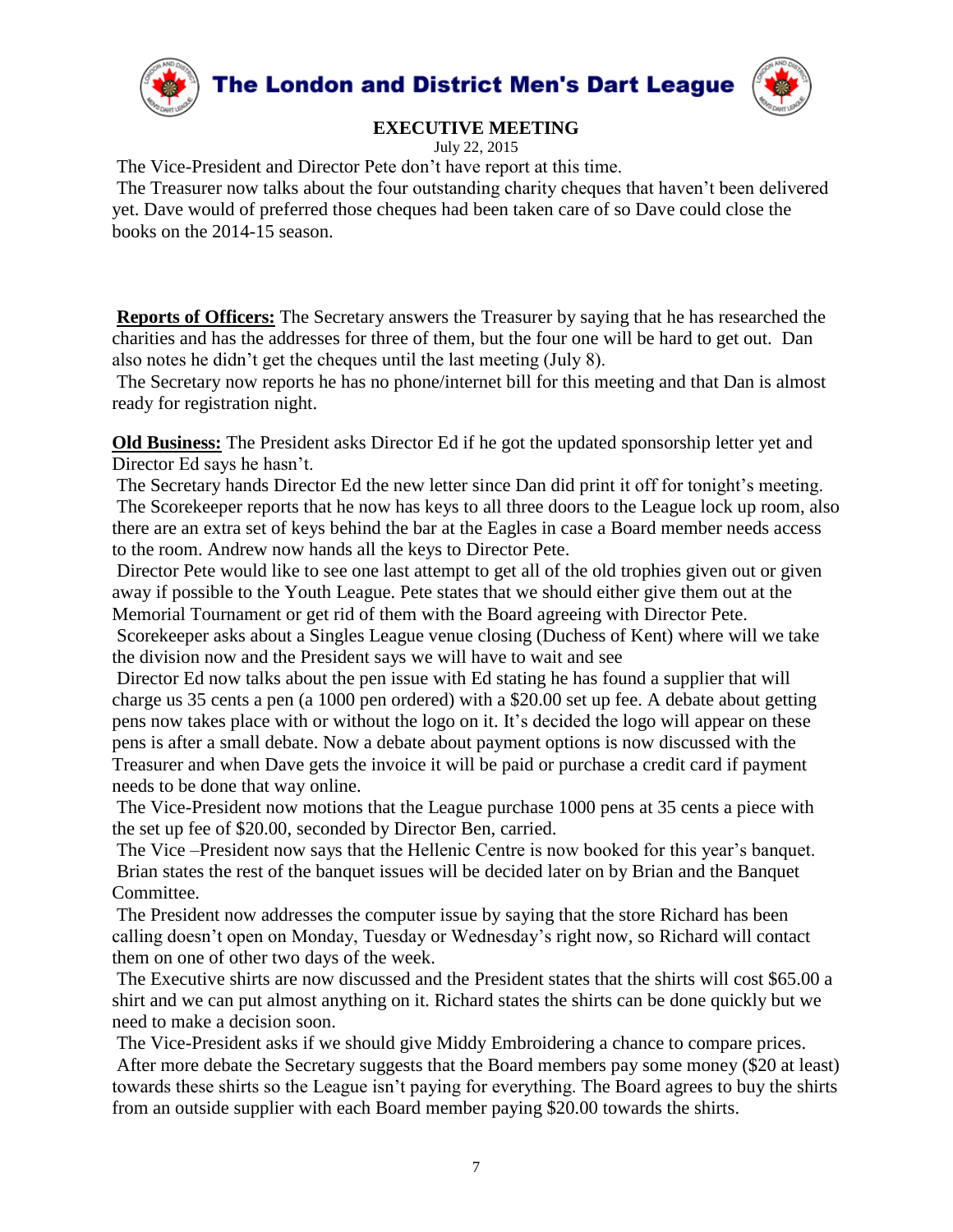# The London and District Men's Dart League

## EXECUTIVE MEETING

July 22, 2015

The Vice-President and Director Pete don't have report at this time.

The Treasurer now talks about the four outstanding charity cheques that haven't been delivered yet. Dave would of preferred those cheques had been taken care of so Dave could close the books on the 2014-15 season.

**Reports of Officers:** The Secretary answers the Treasurer by saying that he has researched the charities and has the addresses for three of them, but the four one will be hard to get out. Dan also notes he didn't get the cheques until the last meeting (July 8).

The Secretary now reports he has no phone/internet bill for this meeting and that Dan is almost ready for registration night.

**Old Business:** The President asks Director Ed if he got the updated sponsorship letter yet and Director Ed says he hasn't.

The Secretary hands Director Ed the new letter since Dan did print it off for tonight's meeting.

The Scorekeeper reports that he now has keys to all three doors to the League lock up room, also there are an extra set of keys behind the bar at the Eagles in case a Board member needs access to the room. Andrew now hands all the keys to Director Pete.

Director Pete would like to see one last attempt to get all of the old trophies given out or given away if possible to the Youth League. Pete states that we should either give them out at the Memorial Tournament or get rid of them with the Board agreeing with Director Pete.

Scorekeeper asks about a Singles League venue closing (Duchess of Kent) where will we take the division now and the President says we will have to wait and see

Director Ed now talks about the pen issue with Ed stating he has found a supplier that will charge us 35 cents a pen (a 1000 pen ordered) with a $20.00 set up fee. A debate about getting pens now takes place with or without the logo on it. It's decided the logo will appear on these pens is after a small debate. Now a debate about payment options is now discussed with the Treasurer and when Dave gets the invoice it will be paid or purchase a credit card if payment needs to be done that way online.

The Vice-President now motions that the League purchase 1000 pens at 35 cents a piece with the set up fee of $20.00, seconded by Director Ben, carried.

The Vice –President now says that the Hellenic Centre is now booked for this year's banquet. Brian states the rest of the banquet issues will be decided later on by Brian and the Banquet Committee.

The President now addresses the computer issue by saying that the store Richard has been calling doesn't open on Monday, Tuesday or Wednesday's right now, so Richard will contact them on one of other two days of the week.

The Executive shirts are now discussed and the President states that the shirts will cost $65.00 a shirt and we can put almost anything on it. Richard states the shirts can be done quickly but we need to make a decision soon.

The Vice-President asks if we should give Middy Embroidering a chance to compare prices.

After more debate the Secretary suggests that the Board members pay some money ($20 at least) towards these shirts so the League isn't paying for everything. The Board agrees to buy the shirts from an outside supplier with each Board member paying $20.00 towards the shirts.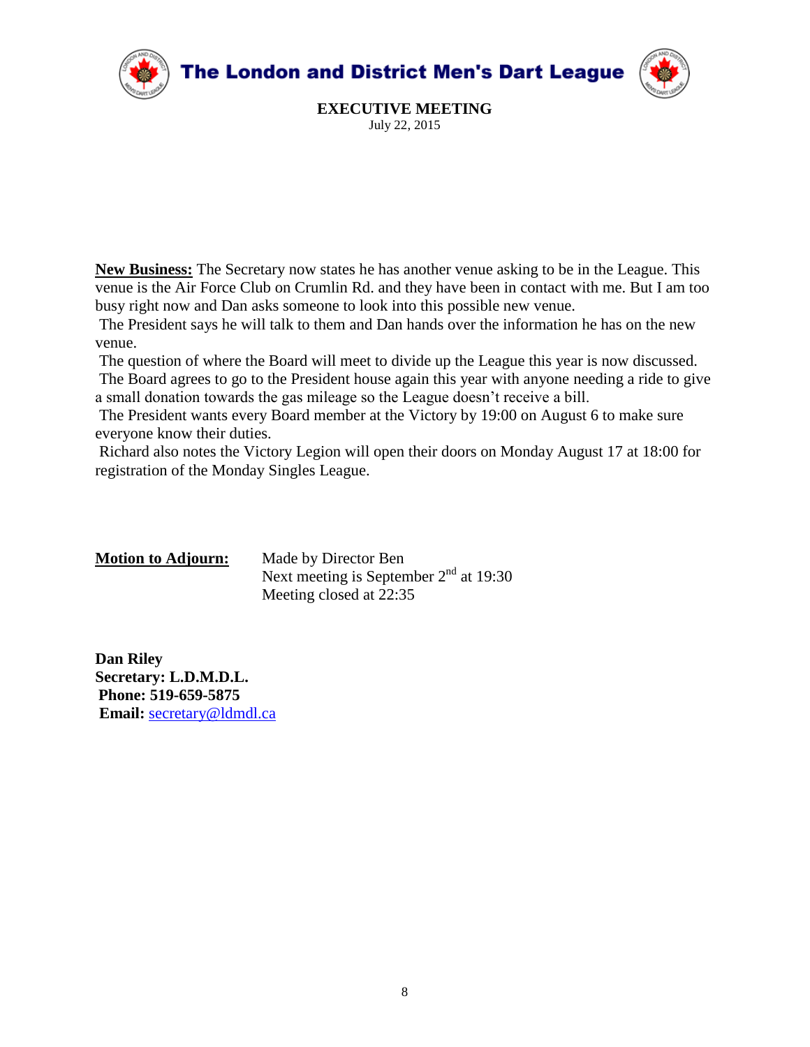# The London and District Men's Dart League

**EXECUTIVE MEETING**

July 22, 2015

**New Business:** The Secretary now states he has another venue asking to be in the League. This venue is the Air Force Club on Crumlin Rd. and they have been in contact with me. But I am too busy right now and Dan asks someone to look into this possible new venue.

The President says he will talk to them and Dan hands over the information he has on the new venue.

The question of where the Board will meet to divide up the League this year is now discussed.

The Board agrees to go to the President house again this year with anyone needing a ride to give a small donation towards the gas mileage so the League doesn't receive a bill.

The President wants every Board member at the Victory by 19:00 on August 6 to make sure everyone know their duties.

Richard also notes the Victory Legion will open their doors on Monday August 17 at 18:00 for registration of the Monday Singles League.

**Motion to Adjourn:** Made by Director Ben
Next meeting is September 2nd at 19:30
Meeting closed at 22:35

**Dan Riley**
**Secretary: L.D.M.D.L.**
**Phone: 519-659-5875**
**Email:** secretary@ldmdl.ca